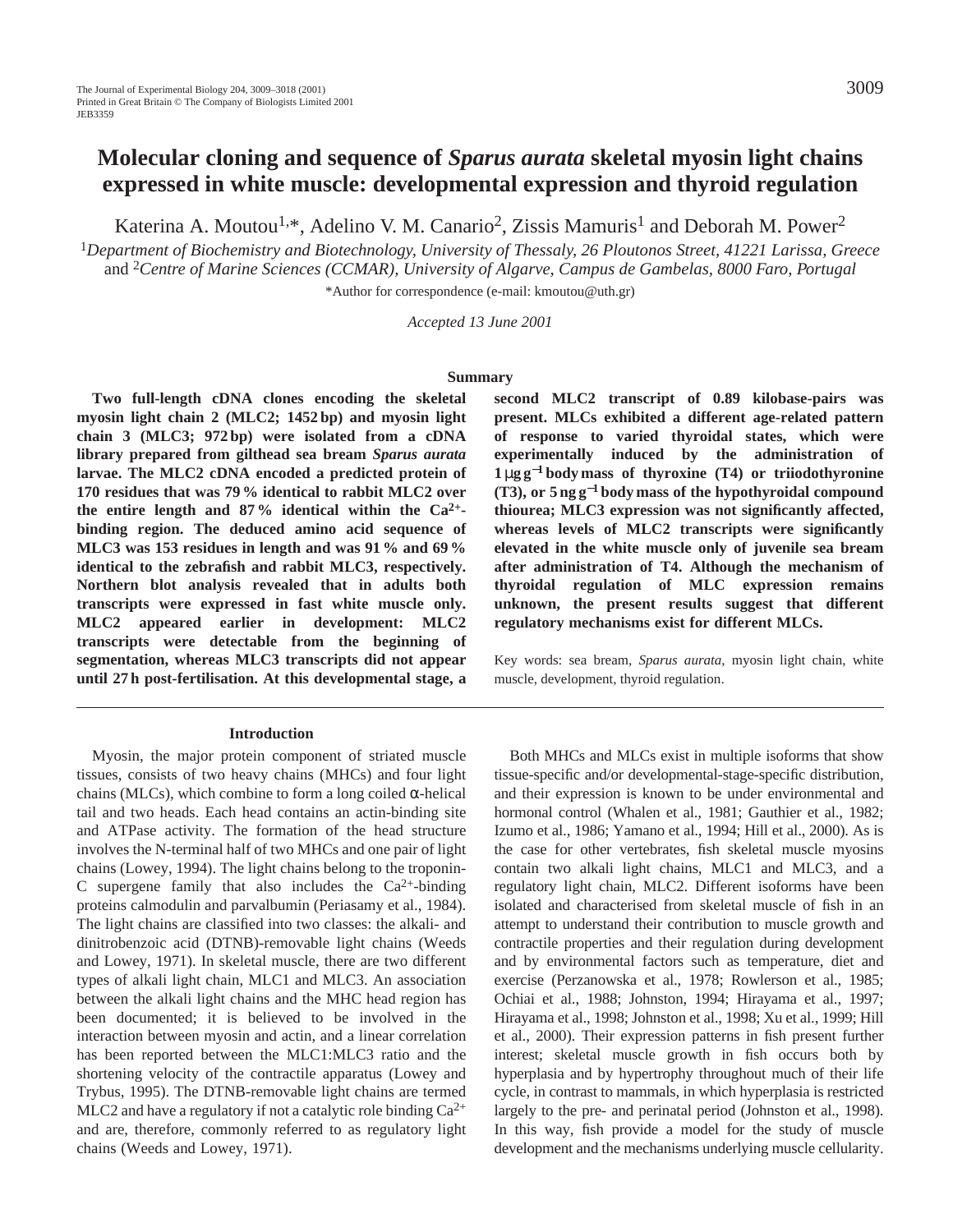# Molecular cloning and sequence of *Sparus aurata* skeletal myosin light chains expressed in white muscle: developmental expression and thyroid regulation

Katerina A. Moutou[1,*], Adelino V. M. Canario[2], Zissis Mamuris[1] and Deborah M. Power[2]

[1]*Department of Biochemistry and Biotechnology, University of Thessaly, 26 Ploutonos Street, 41221 Larissa, Greece* and [2]*Centre of Marine Sciences (CCMAR), University of Algarve, Campus de Gambelas, 8000 Faro, Portugal*

*Author for correspondence (e-mail: kmoutou@uth.gr)

*Accepted 13 June 2001*

## Summary

**Two full-length cDNA clones encoding the skeletal myosin light chain 2 (MLC2; 1452 bp) and myosin light chain 3 (MLC3; 972 bp) were isolated from a cDNA library prepared from gilthead sea bream *Sparus aurata* larvae. The MLC2 cDNA encoded a predicted protein of 170 residues that was 79 % identical to rabbit MLC2 over the entire length and 87 % identical within the $Ca^{2+}$-binding region. The deduced amino acid sequence of MLC3 was 153 residues in length and was 91 % and 69 % identical to the zebrafish and rabbit MLC3, respectively. Northern blot analysis revealed that in adults both transcripts were expressed in fast white muscle only. MLC2 appeared earlier in development: MLC2 transcripts were detectable from the beginning of segmentation, whereas MLC3 transcripts did not appear until 27 h post-fertilisation. At this developmental stage, a second MLC2 transcript of 0.89 kilobase-pairs was present. MLCs exhibited a different age-related pattern of response to varied thyroidal states, which were experimentally induced by the administration of 1 μg g$^{-1}$ body mass of thyroxine (T4) or triiodothyronine (T3), or 5 ng g$^{-1}$ body mass of the hypothyroidal compound thiourea; MLC3 expression was not significantly affected, whereas levels of MLC2 transcripts were significantly elevated in the white muscle only of juvenile sea bream after administration of T4. Although the mechanism of thyroidal regulation of MLC expression remains unknown, the present results suggest that different regulatory mechanisms exist for different MLCs.**

Key words: sea bream, *Sparus aurata*, myosin light chain, white muscle, development, thyroid regulation.

## Introduction

Myosin, the major protein component of striated muscle tissues, consists of two heavy chains (MHCs) and four light chains (MLCs), which combine to form a long coiled α-helical tail and two heads. Each head contains an actin-binding site and ATPase activity. The formation of the head structure involves the N-terminal half of two MHCs and one pair of light chains (Lowey, 1994). The light chains belong to the troponin-C supergene family that also includes the $Ca^{2+}$-binding proteins calmodulin and parvalbumin (Periasamy et al., 1984). The light chains are classified into two classes: the alkali- and dinitrobenzoic acid (DTNB)-removable light chains (Weeds and Lowey, 1971). In skeletal muscle, there are two different types of alkali light chain, MLC1 and MLC3. An association between the alkali light chains and the MHC head region has been documented; it is believed to be involved in the interaction between myosin and actin, and a linear correlation has been reported between the MLC1:MLC3 ratio and the shortening velocity of the contractile apparatus (Lowey and Trybus, 1995). The DTNB-removable light chains are termed MLC2 and have a regulatory if not a catalytic role binding $Ca^{2+}$ and are, therefore, commonly referred to as regulatory light chains (Weeds and Lowey, 1971).

Both MHCs and MLCs exist in multiple isoforms that show tissue-specific and/or developmental-stage-specific distribution, and their expression is known to be under environmental and hormonal control (Whalen et al., 1981; Gauthier et al., 1982; Izumo et al., 1986; Yamano et al., 1994; Hill et al., 2000). As is the case for other vertebrates, fish skeletal muscle myosins contain two alkali light chains, MLC1 and MLC3, and a regulatory light chain, MLC2. Different isoforms have been isolated and characterised from skeletal muscle of fish in an attempt to understand their contribution to muscle growth and contractile properties and their regulation during development and by environmental factors such as temperature, diet and exercise (Perzanowska et al., 1978; Rowlerson et al., 1985; Ochiai et al., 1988; Johnston, 1994; Hirayama et al., 1997; Hirayama et al., 1998; Johnston et al., 1998; Xu et al., 1999; Hill et al., 2000). Their expression patterns in fish present further interest; skeletal muscle growth in fish occurs both by hyperplasia and by hypertrophy throughout much of their life cycle, in contrast to mammals, in which hyperplasia is restricted largely to the pre- and perinatal period (Johnston et al., 1998). In this way, fish provide a model for the study of muscle development and the mechanisms underlying muscle cellularity.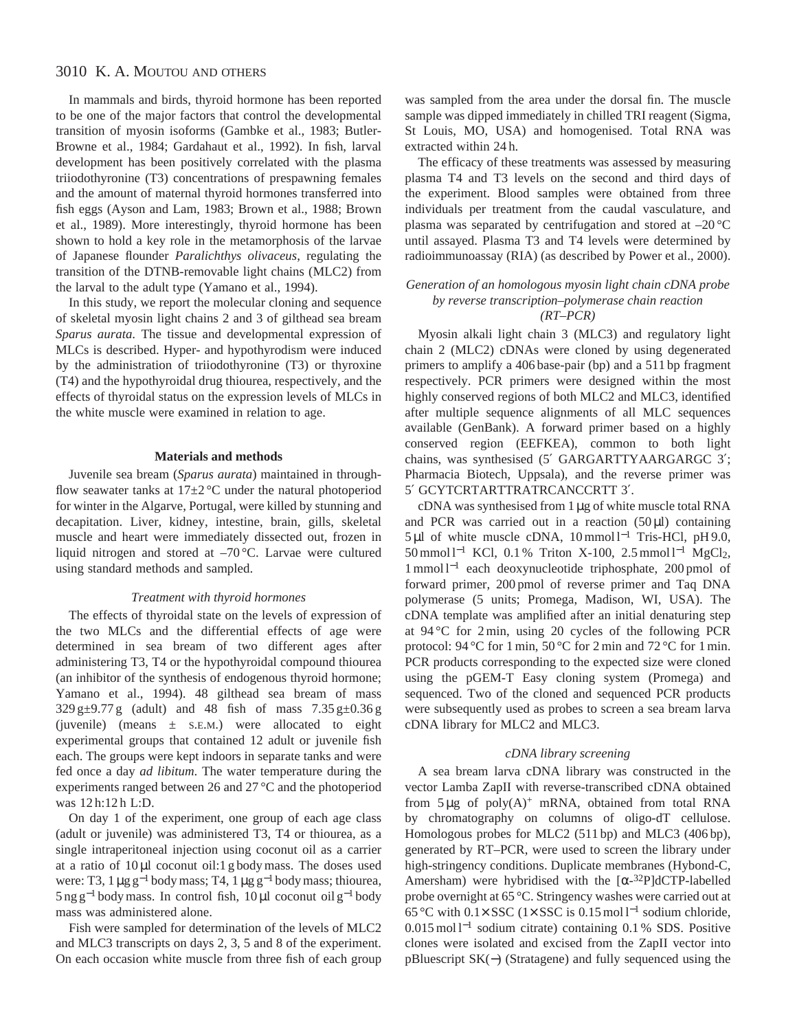In mammals and birds, thyroid hormone has been reported to be one of the major factors that control the developmental transition of myosin isoforms (Gambke et al., 1983; Butler-Browne et al., 1984; Gardahaut et al., 1992). In fish, larval development has been positively correlated with the plasma triiodothyronine (T3) concentrations of prespawning females and the amount of maternal thyroid hormones transferred into fish eggs (Ayson and Lam, 1983; Brown et al., 1988; Brown et al., 1989). More interestingly, thyroid hormone has been shown to hold a key role in the metamorphosis of the larvae of Japanese flounder *Paralichthys olivaceus*, regulating the transition of the DTNB-removable light chains (MLC2) from the larval to the adult type (Yamano et al., 1994).

In this study, we report the molecular cloning and sequence of skeletal myosin light chains 2 and 3 of gilthead sea bream *Sparus aurata*. The tissue and developmental expression of MLCs is described. Hyper- and hypothyrodism were induced by the administration of triiodothyronine (T3) or thyroxine (T4) and the hypothyroidal drug thiourea, respectively, and the effects of thyroidal status on the expression levels of MLCs in the white muscle were examined in relation to age.

## Materials and methods

Juvenile sea bream (*Sparus aurata*) maintained in through-flow seawater tanks at 17±2 °C under the natural photoperiod for winter in the Algarve, Portugal, were killed by stunning and decapitation. Liver, kidney, intestine, brain, gills, skeletal muscle and heart were immediately dissected out, frozen in liquid nitrogen and stored at –70 °C. Larvae were cultured using standard methods and sampled.

### *Treatment with thyroid hormones*

The effects of thyroidal state on the levels of expression of the two MLCs and the differential effects of age were determined in sea bream of two different ages after administering T3, T4 or the hypothyroidal compound thiourea (an inhibitor of the synthesis of endogenous thyroid hormone; Yamano et al., 1994). 48 gilthead sea bream of mass 329 g±9.77 g (adult) and 48 fish of mass 7.35 g±0.36 g (juvenile) (means ± S.E.M.) were allocated to eight experimental groups that contained 12 adult or juvenile fish each. The groups were kept indoors in separate tanks and were fed once a day *ad libitum*. The water temperature during the experiments ranged between 26 and 27 °C and the photoperiod was 12 h:12 h L:D.

On day 1 of the experiment, one group of each age class (adult or juvenile) was administered T3, T4 or thiourea, as a single intraperitoneal injection using coconut oil as a carrier at a ratio of 10 μl coconut oil:1 g body mass. The doses used were: T3, 1 μg g$^{-1}$ body mass; T4, 1 μg g$^{-1}$ body mass; thiourea, 5 ng g$^{-1}$ body mass. In control fish, 10 μl coconut oil g$^{-1}$ body mass was administered alone.

Fish were sampled for determination of the levels of MLC2 and MLC3 transcripts on days 2, 3, 5 and 8 of the experiment. On each occasion white muscle from three fish of each group was sampled from the area under the dorsal fin. The muscle sample was dipped immediately in chilled TRI reagent (Sigma, St Louis, MO, USA) and homogenised. Total RNA was extracted within 24 h.

The efficacy of these treatments was assessed by measuring plasma T4 and T3 levels on the second and third days of the experiment. Blood samples were obtained from three individuals per treatment from the caudal vasculature, and plasma was separated by centrifugation and stored at –20 °C until assayed. Plasma T3 and T4 levels were determined by radioimmunoassay (RIA) (as described by Power et al., 2000).

### *Generation of an homologous myosin light chain cDNA probe by reverse transcription–polymerase chain reaction (RT–PCR)*

Myosin alkali light chain 3 (MLC3) and regulatory light chain 2 (MLC2) cDNAs were cloned by using degenerated primers to amplify a 406 base-pair (bp) and a 511 bp fragment respectively. PCR primers were designed within the most highly conserved regions of both MLC2 and MLC3, identified after multiple sequence alignments of all MLC sequences available (GenBank). A forward primer based on a highly conserved region (EEFKEA), common to both light chains, was synthesised (5′ GARGARTTYAARGARGC 3′; Pharmacia Biotech, Uppsala), and the reverse primer was 5′ GCYTCRTARTTRATRCANCCRTT 3′.

cDNA was synthesised from 1 μg of white muscle total RNA and PCR was carried out in a reaction (50 μl) containing 5 μl of white muscle cDNA, 10 mmol l$^{-1}$ Tris-HCl, pH 9.0, 50 mmol l$^{-1}$ KCl, 0.1 % Triton X-100, 2.5 mmol l$^{-1}$ $MgCl_2$, 1 mmol l$^{-1}$ each deoxynucleotide triphosphate, 200 pmol of forward primer, 200 pmol of reverse primer and Taq DNA polymerase (5 units; Promega, Madison, WI, USA). The cDNA template was amplified after an initial denaturing step at 94 °C for 2 min, using 20 cycles of the following PCR protocol: 94 °C for 1 min, 50 °C for 2 min and 72 °C for 1 min. PCR products corresponding to the expected size were cloned using the pGEM-T Easy cloning system (Promega) and sequenced. Two of the cloned and sequenced PCR products were subsequently used as probes to screen a sea bream larva cDNA library for MLC2 and MLC3.

### *cDNA library screening*

A sea bream larva cDNA library was constructed in the vector Lamba ZapII with reverse-transcribed cDNA obtained from 5 μg of poly(A)$^{+}$ mRNA, obtained from total RNA by chromatography on columns of oligo-dT cellulose. Homologous probes for MLC2 (511 bp) and MLC3 (406 bp), generated by RT–PCR, were used to screen the library under high-stringency conditions. Duplicate membranes (Hybond-C, Amersham) were hybridised with the [α-$^{32}$P]dCTP-labelled probe overnight at 65 °C. Stringency washes were carried out at 65 °C with 0.1× SSC (1× SSC is 0.15 mol l$^{-1}$ sodium chloride, 0.015 mol l$^{-1}$ sodium citrate) containing 0.1 % SDS. Positive clones were isolated and excised from the ZapII vector into pBluescript SK(−) (Stratagene) and fully sequenced using the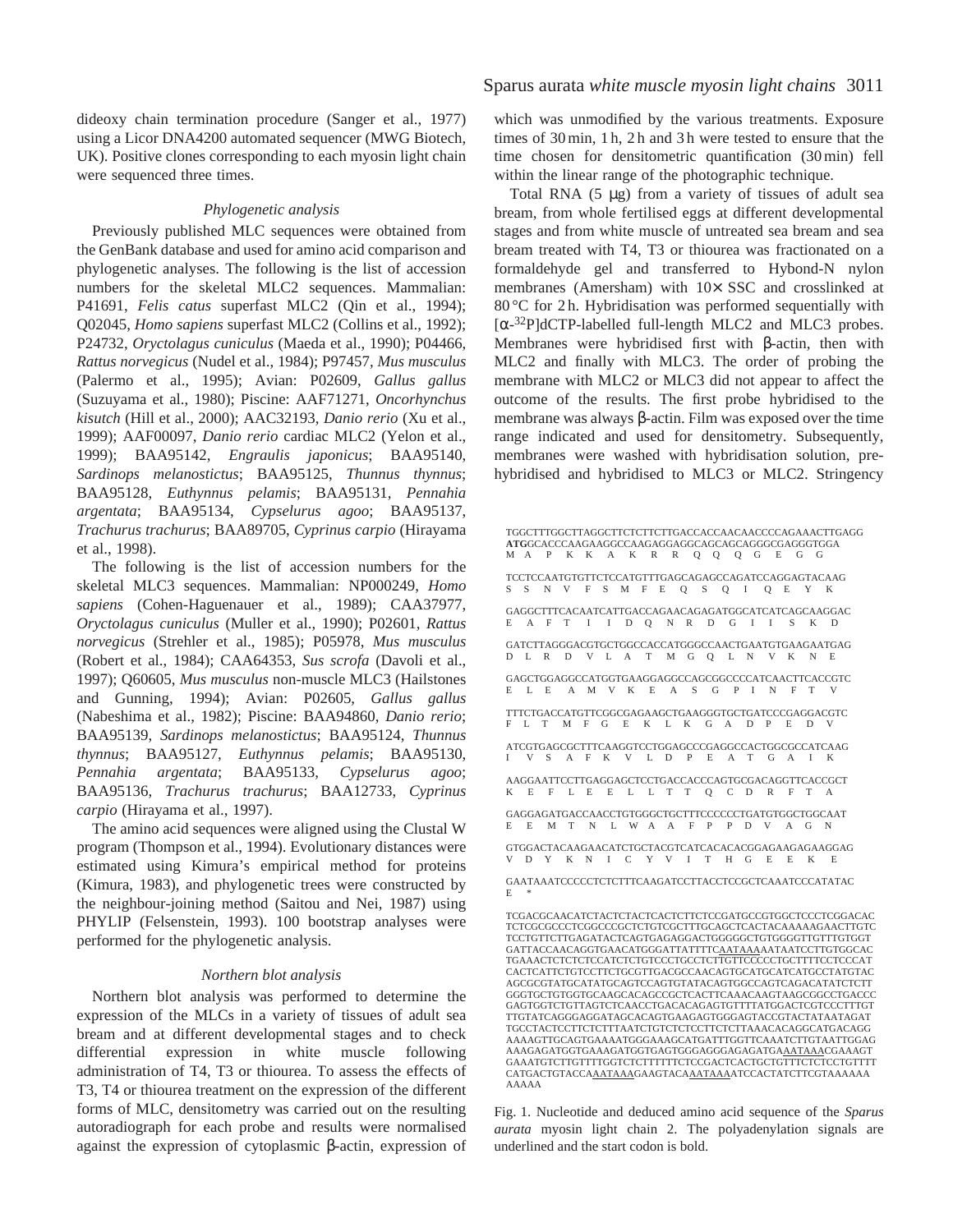dideoxy chain termination procedure (Sanger et al., 1977) using a Licor DNA4200 automated sequencer (MWG Biotech, UK). Positive clones corresponding to each myosin light chain were sequenced three times.

### *Phylogenetic analysis*

Previously published MLC sequences were obtained from the GenBank database and used for amino acid comparison and phylogenetic analyses. The following is the list of accession numbers for the skeletal MLC2 sequences. Mammalian: P41691, *Felis catus* superfast MLC2 (Qin et al., 1994); Q02045, *Homo sapiens* superfast MLC2 (Collins et al., 1992); P24732, *Oryctolagus cuniculus* (Maeda et al., 1990); P04466, *Rattus norvegicus* (Nudel et al., 1984); P97457, *Mus musculus* (Palermo et al., 1995); Avian: P02609, *Gallus gallus* (Suzuyama et al., 1980); Piscine: AAF71271, *Oncorhynchus kisutch* (Hill et al., 2000); AAC32193, *Danio rerio* (Xu et al., 1999); AAF00097, *Danio rerio* cardiac MLC2 (Yelon et al., 1999); BAA95142, *Engraulis japonicus*; BAA95140, *Sardinops melanostictus*; BAA95125, *Thunnus thynnus*; BAA95128, *Euthynnus pelamis*; BAA95131, *Pennahia argentata*; BAA95134, *Cypselurus agoo*; BAA95137, *Trachurus trachurus*; BAA89705, *Cyprinus carpio* (Hirayama et al., 1998).

The following is the list of accession numbers for the skeletal MLC3 sequences. Mammalian: NP000249, *Homo sapiens* (Cohen-Haguenauer et al., 1989); CAA37977, *Oryctolagus cuniculus* (Muller et al., 1990); P02601, *Rattus norvegicus* (Strehler et al., 1985); P05978, *Mus musculus* (Robert et al., 1984); CAA64353, *Sus scrofa* (Davoli et al., 1997); Q60605, *Mus musculus* non-muscle MLC3 (Hailstones and Gunning, 1994); Avian: P02605, *Gallus gallus* (Nabeshima et al., 1982); Piscine: BAA94860, *Danio rerio*; BAA95139, *Sardinops melanostictus*; BAA95124, *Thunnus thynnus*; BAA95127, *Euthynnus pelamis*; BAA95130, *Pennahia argentata*; BAA95133, *Cypselurus agoo*; BAA95136, *Trachurus trachurus*; BAA12733, *Cyprinus carpio* (Hirayama et al., 1997).

The amino acid sequences were aligned using the Clustal W program (Thompson et al., 1994). Evolutionary distances were estimated using Kimura's empirical method for proteins (Kimura, 1983), and phylogenetic trees were constructed by the neighbour-joining method (Saitou and Nei, 1987) using PHYLIP (Felsenstein, 1993). 100 bootstrap analyses were performed for the phylogenetic analysis.

### *Northern blot analysis*

Northern blot analysis was performed to determine the expression of the MLCs in a variety of tissues of adult sea bream and at different developmental stages and to check differential expression in white muscle following administration of T4, T3 or thiourea. To assess the effects of T3, T4 or thiourea treatment on the expression of the different forms of MLC, densitometry was carried out on the resulting autoradiograph for each probe and results were normalised against the expression of cytoplasmic β-actin, expression of which was unmodified by the various treatments. Exposure times of 30 min, 1 h, 2 h and 3 h were tested to ensure that the time chosen for densitometric quantification (30 min) fell within the linear range of the photographic technique.

Total RNA (5 μg) from a variety of tissues of adult sea bream, from whole fertilised eggs at different developmental stages and from white muscle of untreated sea bream and sea bream treated with T4, T3 or thiourea was fractionated on a formaldehyde gel and transferred to Hybond-N nylon membranes (Amersham) with 10× SSC and crosslinked at 80 °C for 2 h. Hybridisation was performed sequentially with [α-$^{32}$P]dCTP-labelled full-length MLC2 and MLC3 probes. Membranes were hybridised first with β-actin, then with MLC2 and finally with MLC3. The order of probing the membrane with MLC2 or MLC3 did not appear to affect the outcome of the results. The first probe hybridised to the membrane was always β-actin. Film was exposed over the time range indicated and used for densitometry. Subsequently, membranes were washed with hybridisation solution, pre-hybridised and hybridised to MLC3 or MLC2. Stringency

```
TGGCTTTGGCTTAGGCTTCTCTTCTTGACCACCAACAACCCCAGAAACTTGAGG
ATGGCACCCAAGAAGGCCAAGAGGAGGCAGCAGCAGGGCGAGGGTGGA
M  A  P  K  K  A  K  R  R  Q  Q  Q  G  E  G  G

TCCTCCAATGTGTTCTCCATGTTTGAGCAGAGCCAGATCCAGGAGTACAAG
S  S  N  V  F  S  M  F  E  Q  S  Q  I  Q  E  Y  K

GAGGCTTTCACAATCATTGACCAGAACAGAGATGGCATCATCAGCAAGGAC
E  A  F  T  I  I  D  Q  N  R  D  G  I  I  S  K  D

GATCTTAGGGACGTGCTGGCCACCATGGGCCAACTGAATGTGAAGAATGAG
D  L  R  D  V  L  A  T  M  G  Q  L  N  V  K  N  E

GAGCTGGAGGCCATGGTGAAGGAGGCCAGCGGCCCCATCAACTTCACCGTC
E  L  E  A  M  V  K  E  A  S  G  P  I  N  F  T  V

TTTCTGACCATGTTCGGCGAGAAGCTGAAGGGTGCTGATCCCGAGGACGTC
F  L  T  M  F  G  E  K  L  K  G  A  D  P  E  D  V

ATCGTGAGCGCTTTCAAGGTCCTGGAGCCCGAGGCCACTGGCGCCATCAAG
I  V  S  A  F  K  V  L  D  P  E  A  T  G  A  I  K

AAGGAATTCCTTGAGGAGCTCCTGACCACCCAGTGCGACAGGTTCACCGCT
K  E  F  L  E  E  L  L  T  T  Q  C  D  R  F  T  A

GAGGAGATGACCAACCTGTGGGCTGCTTTCCCCCCTGATGTGGCTGGCAAT
E  E  M  T  N  L  W  A  A  F  P  P  D  V  A  G  N

GTGGACTACAAGAACATCTGCTACGTCATCACACACGGAGAAGAGAAGGAG
V  D  Y  K  N  I  C  Y  V  I  T  H  G  E  E  K  E

GAATAAATCCCCCTCTCTTTCAAGATCCTTACCTCCGCTCAAATCCCATATAC
E  *

TCGACGCAACATCTACTCTACTCACTCTTCTCCGATGCCGTGGCTCCCTCGGACAC
TCTCGCGCCCTCGGCCCGCTCTGTCGCTTTGCAGCTCACTACAAAAAGAACTTGTC
TCCTGTTCTTGAGATACTCAGTGAGAGGACTGGGGGCTGTGGGGTTGTTTGTGGT
GATTACCAACAGGTGAACATGGGATTATTTTCAATAAAAATAATCCTTGTGGCAC
TGAAACTCTCTCTCCATCTCTGTCCCTGCCTCTTGTTCCCCCTGCTTTTCCTCCCAT
CACTCATTCTGTCCTTCTGCGTTGACGCCAACAGTGCATGCATCATGCCTATGTAC
AGCGCGTATGCATATGCAGTCCAGTGTATACAGTGGCCAGTCAGACATATCTCTT
GGGTGCTGTGGTGCAAGCACAGCCGCTCACTTCAAACAAGTAAGCGGCCTGACCC
GAGTGGTCTGTTAGTCTCAACCTGACACAGAGTGTTTTATGGACTCGTCCCTTTGT
TTGTATCAGGGAGGATAGCACAGTGAAGAGTGGGAGTACCGTACTATAATAGAT
TGCCTACTCCTTCTCTTTAATCTGTCTCTCCTTCTCTTAAACACAGGCATGACAGG
AAAAGTTGCAGTGAAAATGGGAAAGCATGATTTGGTTCAAATCTTGTAATTGGAG
AAAGAGATGGTGAAAGATGGTGAGTGGGAGGGAGAGATGAAATAAACGAAAGT
GAAATGTCTTGTTTTGGTCTCTTTTTTCTCCGACTCACTGCTGTTTCTCTCCTGTTTT
CATGACTGTACCAAATAAAGAAGTACAAATAAAATCCACTATCTTCGTAAAAAA
AAAAA
```

Fig. 1. Nucleotide and deduced amino acid sequence of the *Sparus aurata* myosin light chain 2. The polyadenylation signals are underlined and the start codon is bold.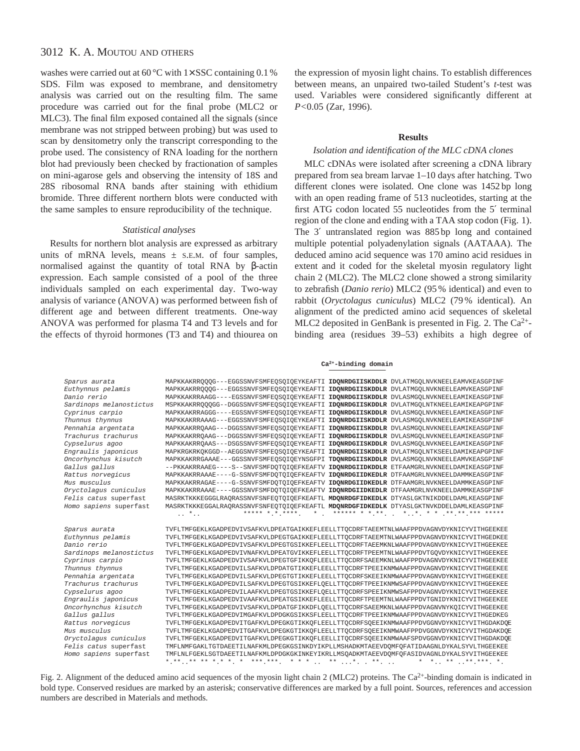washes were carried out at 60 °C with 1× SSC containing 0.1 % SDS. Film was exposed to membrane, and densitometry analysis was carried out on the resulting film. The same procedure was carried out for the final probe (MLC2 or MLC3). The final film exposed contained all the signals (since membrane was not stripped between probing) but was used to scan by densitometry only the transcript corresponding to the probe used. The consistency of RNA loading for the northern blot had previously been checked by fractionation of samples on mini-agarose gels and observing the intensity of 18S and 28S ribosomal RNA bands after staining with ethidium bromide. Three different northern blots were conducted with the same samples to ensure reproducibility of the technique.

### *Statistical analyses*

Results for northern blot analysis are expressed as arbitrary units of mRNA levels, means ± S.E.M. of four samples, normalised against the quantity of total RNA by β-actin expression. Each sample consisted of a pool of the three individuals sampled on each experimental day. Two-way analysis of variance (ANOVA) was performed between fish of different age and between different treatments. One-way ANOVA was performed for plasma T4 and T3 levels and for the effects of thyroid hormones (T3 and T4) and thiourea on the expression of myosin light chains. To establish differences between means, an unpaired two-tailed Student's *t*-test was used. Variables were considered significantly different at $P<0.05$ (Zar, 1996).

## Results

### *Isolation and identification of the MLC cDNA clones*

MLC cDNAs were isolated after screening a cDNA library prepared from sea bream larvae 1–10 days after hatching. Two different clones were isolated. One clone was 1452 bp long with an open reading frame of 513 nucleotides, starting at the first ATG codon located 55 nucleotides from the 5′ terminal region of the clone and ending with a TAA stop codon (Fig. 1). The 3′ untranslated region was 885 bp long and contained multiple potential polyadenylation signals (AATAAA). The deduced amino acid sequence was 170 amino acid residues in extent and it coded for the skeletal myosin regulatory light chain 2 (MLC2). The MLC2 clone showed a strong similarity to zebrafish (*Danio rerio*) MLC2 (95 % identical) and even to rabbit (*Oryctolagus cuniculus*) MLC2 (79 % identical). An alignment of the predicted amino acid sequences of skeletal MLC2 deposited in GenBank is presented in Fig. 2. The $Ca^{2+}$-binding area (residues 39–53) exhibits a high degree of

```
                                                                    Ca2+-binding domain

Sparus aurata            MAPKKAKRRQQQG---EGGSSNVFSMFEQSQIQEYKEAFTI IDQNRDGIISKDDLR DVLATMGQLNVKNEELEAMVKEASGPINF
Euthynnus pelamis        MAPKKAKRRQQQG---EGGSSNVFSMFEQSQIQEYKEAFTI IDQNRDGIISKDDLR DVLATMGQLNVKNEELEAMVKEASGPINF
Danio rerio              MAPKKAKRRAAGG----EGSSNVFSMFEQSQIQEYKEAFTI IDQNRDGIISKDDLR DVLASMGQLNVKNEELEAMIKEASGPINF
Sardinops melanostictus  MSPKKAKRRQQQGG--DGGSSNVFSMFEQSQIQEYKEAFTI IDQNRDGIISKDDLR DVLATMGQLNTKNEELEAMIKEAPGPINF
Cyprinus carpio          MAPKKAKRRAGGG----EGSSNVFSMFEQSQIQEYKEAFTI IDQNRDGIISKDDLR DVLASMGQLNVKNEELEAMIKEASGPINF
Thunnus thynnus          MAPKKAKRRAAAG---EGGSSNVFSMFEQSQIQEYKEAFTI IDQNRDGIISKDDLR DVLASMGQLNVKNEELEAMIKEASGPINF
Pennahia argentata       MAPKKAKRRQAAG---DGGSSNVFSMFEQSQIQEYKEAFTI IDQNRDGIISKDDLR DVLASMGQLNVKNEELEAMIKEASGPINF
Trachurus trachurus      MAPKKAKRRQAAG---DGGSSNVFSMFEQSQIQEYKEAFTI IDQNRDGIISKDDLR DVLASMGQLNVKNEELEAMIKEASGPINF
Cypselurus agoo          MAPKKAKRRQAAS---DSGSSNVFSMFEQSQIQEYKEAFTI IDQNRDGIISKDDLR DVLASMGQLNVKNEELEAMIKEASGPINF
Engraulis japonicus      MAPKRGKRKQKGGD--AEGGSNVFSMFEQSQIQEYKEAFTI IDQNRDGIISKDDLR DVLATMGQLNTKSEELEAMIKEAPGPINF
Oncorhynchus kisutch     MAPKKAKRRGAAAE---GGSSNVFSMFEQSQIQEYNSGFPI TDQNRDGIISKDDLR DVLASMGQLNVKNEELEAMVKEASGPINF
Gallus gallus            --PKKAKRRAAEG----S--SNVFSMFDQTQIQEFKEAFTV IDQNRDGIIDKDDLR ETFAAMGRLNVKNEELDAMIKEASGPINF
Rattus norvegicus        MAPKKAKRRAAAE----G-SSNVFSMFDQTQIQEFKEAFTV IDQNRDGIIDKEDLR DTFAAMGRLNVKNEELDAMMKEASGPINF
Mus musculus             MAPKKAKRRAGAE----G-SSNVFSMFDQTQIQEFKEAFTV IDQNRDGIIDKEDLR DTFAAMGRLNVKNEELDAMMKEASGPINF
Oryctolagus cuniculus    MAPKKAKRRAAAE----GGSSNVFSMFDQTQIQEFKEAFTV IDQNRDGIIDKEDLR DTFAAMGRLNVKNEELDAMMKEASGPINF
Felis catus superfast    MASRKTKKKEGGGLRAQRASSNVFSNFEQTQIQEFKEAFTL MDQNRDGFIDKEDLK DTYASLGKTNIKDDELDAMLKEASGPINF
Homo sapiens superfast   MASRKTKKKEGGALRAQRASSNVFSNFEQTQIQEFKEAFTL MDQNRDGFIDKEDLK DTYASLGKTNVKDDELDAMLKEASGPINF
                           .. *..           ***** *.*.****.   *  .  ****** * *.**. .  *..*. * * .**.**.*** *****

Sparus aurata            TVFLTMFGEKLKGADPEDVIVSAFKVLDPEATGAIKKEFLEELLTTQCDRFTAEEMTNLWAAFPPDVAGNVDYKNICYVITHGEEKEE
Euthynnus pelamis        TVFLTMFGEKLKGADPEDVIVSAFKVLDPEGTGAIKKEFLEELLTTQCDRFTAEEMTNLWAAFPPDVAGNVDYKNICYVITHGEDKEE
Danio rerio              TVFLTMFGEKLKGADPEDVIVSAFKVLDPEGTGSIKKEFLEELLTTQCDRFTAEEMKNLWAAFPPDVAGNVDYKNICYVITHGEEKEE
Sardinops melanostictus  TVFLTMFGEKLKGADPEDVIVNAFKVLDPEATGVIKKEFLEELLTTQCDRFTPEEMTNLWAAFPPDVTGQVDYKNICYVITHGEEKEE
Cyprinus carpio          TVFLTMFGEKLKGADPEDVIVSAFKVLDPEGTGFIKKQFLEELLTTQCDRFSAEEMKNLWAAFPPDVAGNVDYKNICYVITHGEEKEE
Thunnus thynnus          TVFLTMFGEKLKGADPEDVILSAFKVLDPDATGTIKKEFLEELLTTQCDRFTPEEIKNMWAAFPPDVAGNVDYKNICYVITHGEEKEE
Pennahia argentata       TVFLTMFGEKLKGADPEDVILSAFKVLDPEGTGTIKKEFLEELLTTQCDRFSKEEIKNMWAAFPPDVAGNVDYKNICYVITHGEEKEE
Trachurus trachurus      TVFLTMFGEKLKGADPEDVILSAFKVLDPEGTGSIKKEFLQELLTTQCDRFTPEEIKNMWSAFPPDVAGNVDYKNICYVITHGEEKEE
Cypselurus agoo          TVFLTMFGEKLKGADPEDVILAAFKVLDPEGTGSIKKEFLQELLTTQCDRFSPEEIKNMWSAFPPDVAGNVDYKNICYVITHGEEKEE
Engraulis japonicus      TVFLTMFGEKLKGADPEDVIVAAFKVLDPEATGSIKKEFLEELLTTQCDRFTPEEMTNLWAAFPPDVTGNIDYKNICYVITHGEEKEE
Oncorhynchus kisutch     TVFLTMFGEKLKGADPEDVIVSAFKVLDPDATGTIKKDFLQELLTTQCDRFSAEEMKNLWAAFPPDVAGNVNYKQICYVITHGEEKEE
Gallus gallus            TVFLTMFGEKLKGADPEDVIMGAFKVLDPDGKGSIKKSFLEELLTTQCDRFTPEEIKNMWAAFPPDVAGNVDYKNICYVITHGEDKEG
Rattus norvegicus        TVFLTMFGEKLKGADPEDVITGAFKVLDPEGKGTIKKQFLEELLTTQCDRFSQEEIKNMWAAFPPDVGGNVDYKNICYVITHGDAKDQE
Mus musculus             TVFLTMFGEKLKGADPEDVITGAFKVLDPEGKGTIKKQFLEELLTTQCDRFSQEEIKNMWAAFPPDVGGNVDYKNICYVITHGDAKDQE
Oryctolagus cuniculus    TVFLTMFGEKLKGADPEDVITGAFKVLDPEGKGTIKKQFLEELLITQCDRFSQEEIKNMWAAFSPDVGGNVDYKNICYVITHGDAKDQE
Felis catus superfast    TMFLNMFGAKLTGTDAEETILNAFKMLDPEGKGSINKDYIKPLLMSHADKMTAEEVDQMFQFATIDAAGNLDYKALSYVLTHGEEKEE
Homo sapiens superfast   TMFLNLFGEKLSGTDAEETILNAFKMLDPDGKGKINKEYIKRLLMSQADKMTAEEVDQMFQFASIDVAGNLDYKALSYVITHGEEKEE
                         *.**..** ** *.* *. *  ***.***.  * * * ..  ** ...*. . **. ..      *  *.. ** ..**.***. *.
```

Fig. 2. Alignment of the deduced amino acid sequences of the myosin light chain 2 (MLC2) proteins. The $Ca^{2+}$-binding domain is indicated in bold type. Conserved residues are marked by an asterisk; conservative differences are marked by a full point. Sources, references and accession numbers are described in Materials and methods.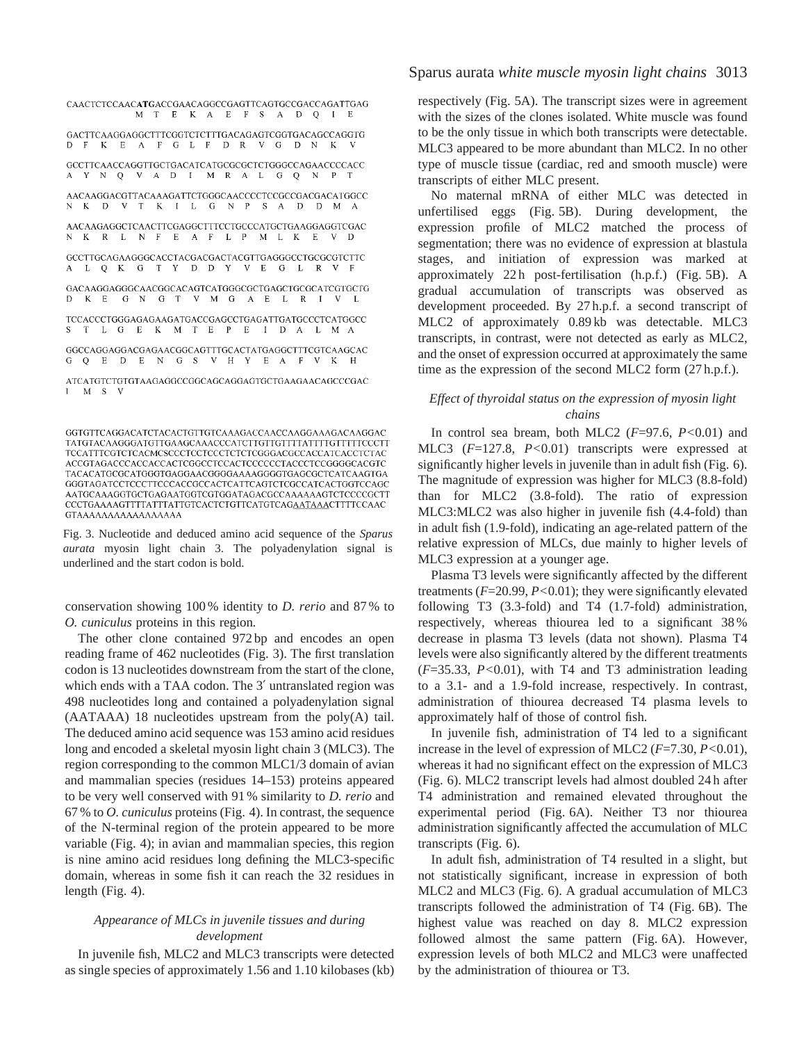```
CAACTCTCCAACATGACCGAACAGGCCGAGTTCAGTGCCGACCAGATTGAG
            M  T  E  K  A  E  F  S  A  D  Q  I  E

GACTTCAAGGAGGCTTTCGGTCTCTTTGACAGAGTCGGTGACAGCCAGGTG
D  F  K  E  A  F  G  L  F  D  R  V  G  D  N  K  V

GCCTTCAACCAGGTTGCTGACATCATGCGCGCTCTGGGCCAGAACCCCACC
A  Y  N  Q  V  A  D  I  M  R  A  L  G  Q  N  P  T

AACAAGGACGTTACAAAGATTCTGGGCAACCCCTCCGCCGACGACATGGCC
N  K  D  V  T  K  I  L  G  N  P  S  A  D  D  M  A

AACAAGAGGCTCAACTTCGAGGCTTTCCTGCCCATGCTGAAGGAGGTCGAC
N  K  R  L  N  F  E  A  F  L  P  M  L  K  E  V  D

GCCTTGCAGAAGGGCACCTACGACGACTACGTTGAGGGCCTGCGCGTCTTC
A  L  Q  K  G  T  Y  D  D  Y  V  E  G  L  R  V  F

GACAAGGAGGGCAACGGCACAGTCATGGGCGCTGAGCTGCGCATCGTGCTG
D  K  E  G  N  G  T  V  M  G  A  E  L  R  I  V  L

TCCACCCTGGGAGAGAAGATGACCGAGCCTGAGATTGATGCCCTCATGGCC
S  T  L  G  E  K  M  T  E  P  E  I  D  A  L  M  A

GGCCAGGAGGACGAGAACGGCAGTTTGCACTATGAGGCTTTCGTCAAGCAC
G  Q  E  D  E  N  G  S  V  H  Y  E  A  F  V  K  H

ATCATGTCTGTGTAAGAGGCCGGCAGCAGGAGTGCTGAAGAACAGCCCGAC
I  M  S  V

GGTGTTCAGGACATCTACACTGTTGTCAAAGACCAACCAAGGAAAGACAAGGAC
TATGTACAAGGGATGTTGAAGCAAACCCATCTTGTTGTTTTATTTTGTTTTTCCCTT
TCCATTTCGTCTCACMCSCCCTCCTCCCTCTCTCGGGACGCCACCATCACCTCTAC
ACCGTAGACCCACCACCACTCGGCCTCCACTCCCCCCTACCCTCCGGGGCACGTC
TACACATGCGCATGGGTGAGGAACGGGGAAAAGGGGTGAGCGCTCATCAAGTGA
GGGTAGATCCTCCCTTCCCACCGCCACTCATTCAGTCTCGCCATCACTGGTCCAGC
AATGCAAAGGTGCTGAGAATGGTCGTGGATAGACGCCAAAAAAGTCTCCCCGCTT
CCCTGAAAAGTTTTATTTATTGTCACTCTGTTCATGTCAGAATAAACTTTTCCAAC
GTAAAAAAAAAAAAAAAAA
```

Fig. 3. Nucleotide and deduced amino acid sequence of the *Sparus aurata* myosin light chain 3. The polyadenylation signal is underlined and the start codon is bold.

conservation showing 100% identity to *D. rerio* and 87% to *O. cuniculus* proteins in this region.

The other clone contained 972 bp and encodes an open reading frame of 462 nucleotides (Fig. 3). The first translation codon is 13 nucleotides downstream from the start of the clone, which ends with a TAA codon. The 3′ untranslated region was 498 nucleotides long and contained a polyadenylation signal (AATAAA) 18 nucleotides upstream from the poly(A) tail. The deduced amino acid sequence was 153 amino acid residues long and encoded a skeletal myosin light chain 3 (MLC3). The region corresponding to the common MLC1/3 domain of avian and mammalian species (residues 14–153) proteins appeared to be very well conserved with 91% similarity to *D. rerio* and 67% to *O. cuniculus* proteins (Fig. 4). In contrast, the sequence of the N-terminal region of the protein appeared to be more variable (Fig. 4); in avian and mammalian species, this region is nine amino acid residues long defining the MLC3-specific domain, whereas in some fish it can reach the 32 residues in length (Fig. 4).

### *Appearance of MLCs in juvenile tissues and during development*

In juvenile fish, MLC2 and MLC3 transcripts were detected as single species of approximately 1.56 and 1.10 kilobases (kb) respectively (Fig. 5A). The transcript sizes were in agreement with the sizes of the clones isolated. White muscle was found to be the only tissue in which both transcripts were detectable. MLC3 appeared to be more abundant than MLC2. In no other type of muscle tissue (cardiac, red and smooth muscle) were transcripts of either MLC present.

No maternal mRNA of either MLC was detected in unfertilised eggs (Fig. 5B). During development, the expression profile of MLC2 matched the process of segmentation; there was no evidence of expression at blastula stages, and initiation of expression was marked at approximately 22 h post-fertilisation (h.p.f.) (Fig. 5B). A gradual accumulation of transcripts was observed as development proceeded. By 27 h.p.f. a second transcript of MLC2 of approximately 0.89 kb was detectable. MLC3 transcripts, in contrast, were not detected as early as MLC2, and the onset of expression occurred at approximately the same time as the expression of the second MLC2 form (27 h.p.f.).

### *Effect of thyroidal status on the expression of myosin light chains*

In control sea bream, both MLC2 ($F$=97.6, $P$<0.01) and MLC3 ($F$=127.8, $P$<0.01) transcripts were expressed at significantly higher levels in juvenile than in adult fish (Fig. 6). The magnitude of expression was higher for MLC3 (8.8-fold) than for MLC2 (3.8-fold). The ratio of expression MLC3:MLC2 was also higher in juvenile fish (4.4-fold) than in adult fish (1.9-fold), indicating an age-related pattern of the relative expression of MLCs, due mainly to higher levels of MLC3 expression at a younger age.

Plasma T3 levels were significantly affected by the different treatments ($F$=20.99, $P$<0.01); they were significantly elevated following T3 (3.3-fold) and T4 (1.7-fold) administration, respectively, whereas thiourea led to a significant 38% decrease in plasma T3 levels (data not shown). Plasma T4 levels were also significantly altered by the different treatments ($F$=35.33, $P$<0.01), with T4 and T3 administration leading to a 3.1- and a 1.9-fold increase, respectively. In contrast, administration of thiourea decreased T4 plasma levels to approximately half of those of control fish.

In juvenile fish, administration of T4 led to a significant increase in the level of expression of MLC2 ($F$=7.30, $P$<0.01), whereas it had no significant effect on the expression of MLC3 (Fig. 6). MLC2 transcript levels had almost doubled 24 h after T4 administration and remained elevated throughout the experimental period (Fig. 6A). Neither T3 nor thiourea administration significantly affected the accumulation of MLC transcripts (Fig. 6).

In adult fish, administration of T4 resulted in a slight, but not statistically significant, increase in expression of both MLC2 and MLC3 (Fig. 6). A gradual accumulation of MLC3 transcripts followed the administration of T4 (Fig. 6B). The highest value was reached on day 8. MLC2 expression followed almost the same pattern (Fig. 6A). However, expression levels of both MLC2 and MLC3 were unaffected by the administration of thiourea or T3.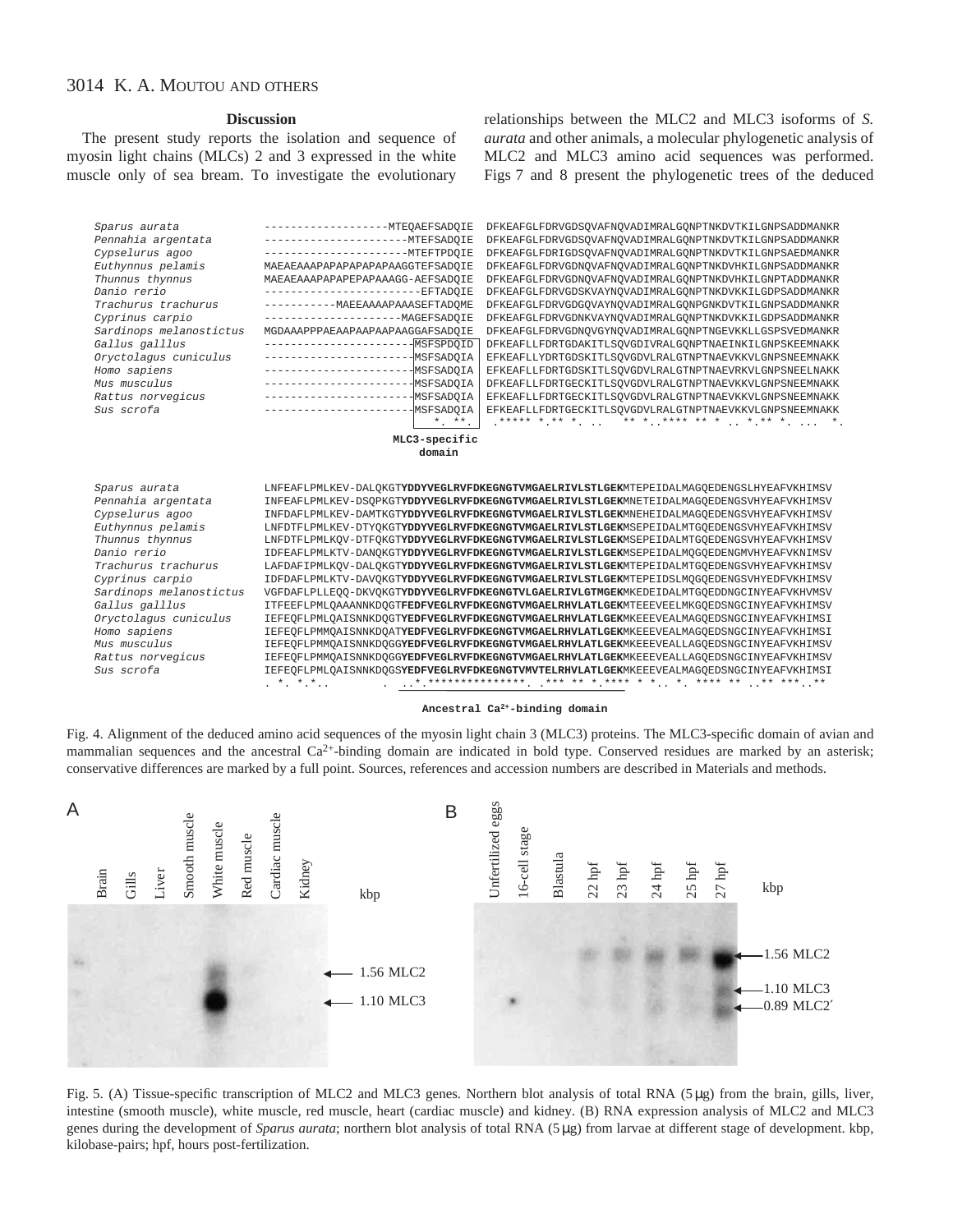## Discussion

The present study reports the isolation and sequence of myosin light chains (MLCs) 2 and 3 expressed in the white muscle only of sea bream. To investigate the evolutionary relationships between the MLC2 and MLC3 isoforms of *S. aurata* and other animals, a molecular phylogenetic analysis of MLC2 and MLC3 amino acid sequences was performed. Figs 7 and 8 present the phylogenetic trees of the deduced

```
Sparus aurata            ------------------MTEQAEFSADQIE  DFKEAFGLFDRVGDSQVAFNQVADIMRALGQNPTNKDVTKILGNPSADDMANKR
Pennahia argentata       ---------------------MTEFSADQIE  DFKEAFGLFDRVGDSQVAFNQVADIMRALGQNPTNKDVTKILGNPSADDMANKR
Cypselurus agoo          ---------------------MTEFTPDQIE  DFKEAFGLFDRIGDSQVAFNQVADIMRALGQNPTNKDVTKILGNPSAEDMANKR
Euthynnus pelamis        MAEAEAAAPAPAPAPAPAAGGTEFSADQIE  DFKEAFGLFDRVGDNQVAFNQVADIMRALGQNPTNKDVHKILGNPSADDMANKR
Thunnus thynnus          MAEAEAAAPAPEPAPAAAGG-AEFSADQIE  DFKEAFGLFDRVGDNQVAFNQVADIMRALGQNPTNKDVHKILGNPTADDMANKR
Danio rerio              -----------------------EFTADQIE  DFKEAFGLFDRVGDSKVAYNQVADIMRALGQNPTNKDVKKILGDPSADDMANKR
Trachurus trachurus      ----------MAEEAAAAPAAASEFTADQME  DFKEAFGLFDRVGDGQVAYNQVADIMRALGQNPGNKDVTKILGNPSADDMANKR
Cyprinus carpio          --------------------MAGEFSADQIE  DFKEAFGLFDRVGDNKVAYNQVADIMRALGQNPTNKDVKKILGDPSADDMANKR
Sardinops melanostictus  MGDAAAPPPAEAAPAAPAAPAAGGAFSADQIE DFKEAFGLFDRVGDNQVGYNQVADIMRALGQNPTNGEVKKLLGSPSVEDMANKR
Gallus galllus           ----------------------MSFSPDQID  DFKEAFLLFDRTGDAKITLSQVGDIVRALGQNPTNAEINKILGNPSKEEMNAKK
Oryctolagus cuniculus    ----------------------MSFSADQIA  EFKEAFLLYDRTGDSKITLSQVGDVLRALGTNPTNAEVKKVLGNPSNEEMNAKK
Homo sapiens             ----------------------MSFSADQIA  EFKEAFLLFDRTGDSKITLSQVGDVLRALGTNPTNAEVRKVLGNPSNEELNAKK
Mus musculus             ----------------------MSFSADQIA  EFKEAFLLFDRTGECKITLSQVGDVLRALGTNPTNAEVKKVLGNPSNEEMNAKK
Rattus norvegicus        ----------------------MSFSADQIA  EFKEAFLLFDRTGECKITLSQVGDVLRALGTNPTNAEVKKVLGNPSNEEMNAKK
Sus scrofa               ----------------------MSFSADQIA  EFKEAFLLFDRTGECKITLSQVGDVLRALGTNPTNAEVKKVLGNPSNEEMNAKK
                                                 *. **.   .***** *.** *. ..   ** *..**** ** * .. *.** *. ...  *.

                                           MLC3-specific
                                               domain

Sparus aurata            LNFEAFLPMLKEV-DALQKGTYDDYVEGLRVFDKEGNGTVMGAELRIVLSTLGEKMTEPEIDALMAGQEDENGSLHYEAFVKHIMSV
Pennahia argentata       INFEAFLPMLKEV-DSQPKGTYDDYVEGLRVFDKEGNGTVMGAELRIVLSTLGEKMNETEIDALMAGQEDENGSVHYEAFVKHIMSV
Cypselurus agoo          INFDAFLPMLKEV-DAMTKGTYDDYVEGLRVFDKEGNGTVMGAELRIVLSTLGEKMNEHEIDALMAGQEDENGSVHYEAFVKHIMSV
Euthynnus pelamis        LNFDTFLPMLKEV-DTYQKGTYDDYVEGLRVFDKEGNGTVMGAELRIVLSTLGEKMSEPEIDALMTGQEDENGSVHYEAFVKHIMSV
Thunnus thynnus          LNFDTFLPMLKQV-DTFQKGTYDDYVEGLRVFDKEGNGTVMGAELRIVLSTLGEKMSEPEIDALMTGQEDENGSVHYEAFVKHIMSV
Danio rerio              IDFEAFLPMLKTV-DANQKGTYDDYVEGLRVFDKEGNGTVMGAELRIVLSTLGEKMSEPEIDALMQGQEDENGMVHYEAFVKNIMSV
Trachurus trachurus      LAFDAFIPMLKQV-DALQKGTYDDYVEGLRVFDKEGNGTVMGAELRIVLSTLGEKMTEPEIDALMTGQEDENGSVHYEAFVKHIMSV
Cyprinus carpio          IDFDAFLPMLKTV-DAVQKGTYDDYVEGLRVFDKEGNGTVMGAELRIVLSTLGEKMTEPEIDSLMQGQEDENGSVHYEDFVKHIMSV
Sardinops melanostictus  VGFDAFLPLLEQQ-DKVQKGTYDDYVEGLRVFDKEGNGTVLGAELRIVLGTMGEKMKEDEIDALMTGQEDDNGCINYEAFVKHVMSV
Gallus galllus           ITFEEFLPMLQAAANNKDQGTFEDFVEGLRVFDKEGNGTVMGAELRHVLATLGEKMTEEEVEELMKGQEDSNGCINYEAFVKHIMSV
Oryctolagus cuniculus    IEFEQFLPMLQAISNNKDQGTYEDFVEGLRVFDKEGNGTVMGAELRHVLATLGEKMKEEEVEALMAGQEDSNGCINYEAFVKHIMSI
Homo sapiens             IEFEQFLPMMQAISNNKDQATYEDFVEGLRVFDKEGNGTVMGAELRHVLATLGEKMKEEEVEALMAGQEDSNGCINYEAFVKHIMSI
Mus musculus             IEFEQFLPMMQAISNNKDQGGYEDFVEGLRVFDKEGNGTVMGAELRHVLATLGEKMKEEEVEALLAGQEDSNGCINYEAFVKHIMSV
Rattus norvegicus        IEFEQFLPMMQAISNNKDQGGYEDFVEGLRVFDKEGNGTVMGAELRHVLATLGEKMKEEEVEALLAGQEDSNGCINYEAFVKHIMSV
Sus scrofa               IEFEQFLPMLQAISNNKDQGSYEDFVEGLRVFDKEGNGTVMVTELRHVLATLGEKMKEEEVEALMAGQEDSNGCINYEAFVKHIMSI
                         . *. *.*..         .  ..*.**************. .*** ** *.**** * *.. *. **** ** ..** ***..**

                                           Ancestral Ca2+-binding domain
```

Fig. 4. Alignment of the deduced amino acid sequences of the myosin light chain 3 (MLC3) proteins. The MLC3-specific domain of avian and mammalian sequences and the ancestral $Ca^{2+}$-binding domain are indicated in bold type. Conserved residues are marked by an asterisk; conservative differences are marked by a full point. Sources, references and accession numbers are described in Materials and methods.

Fig. 5. (A) Tissue-specific transcription of MLC2 and MLC3 genes. Northern blot analysis of total RNA (5 μg) from the brain, gills, liver, intestine (smooth muscle), white muscle, red muscle, heart (cardiac muscle) and kidney. (B) RNA expression analysis of MLC2 and MLC3 genes during the development of *Sparus aurata*; northern blot analysis of total RNA (5 μg) from larvae at different stage of development. kbp, kilobase-pairs; hpf, hours post-fertilization.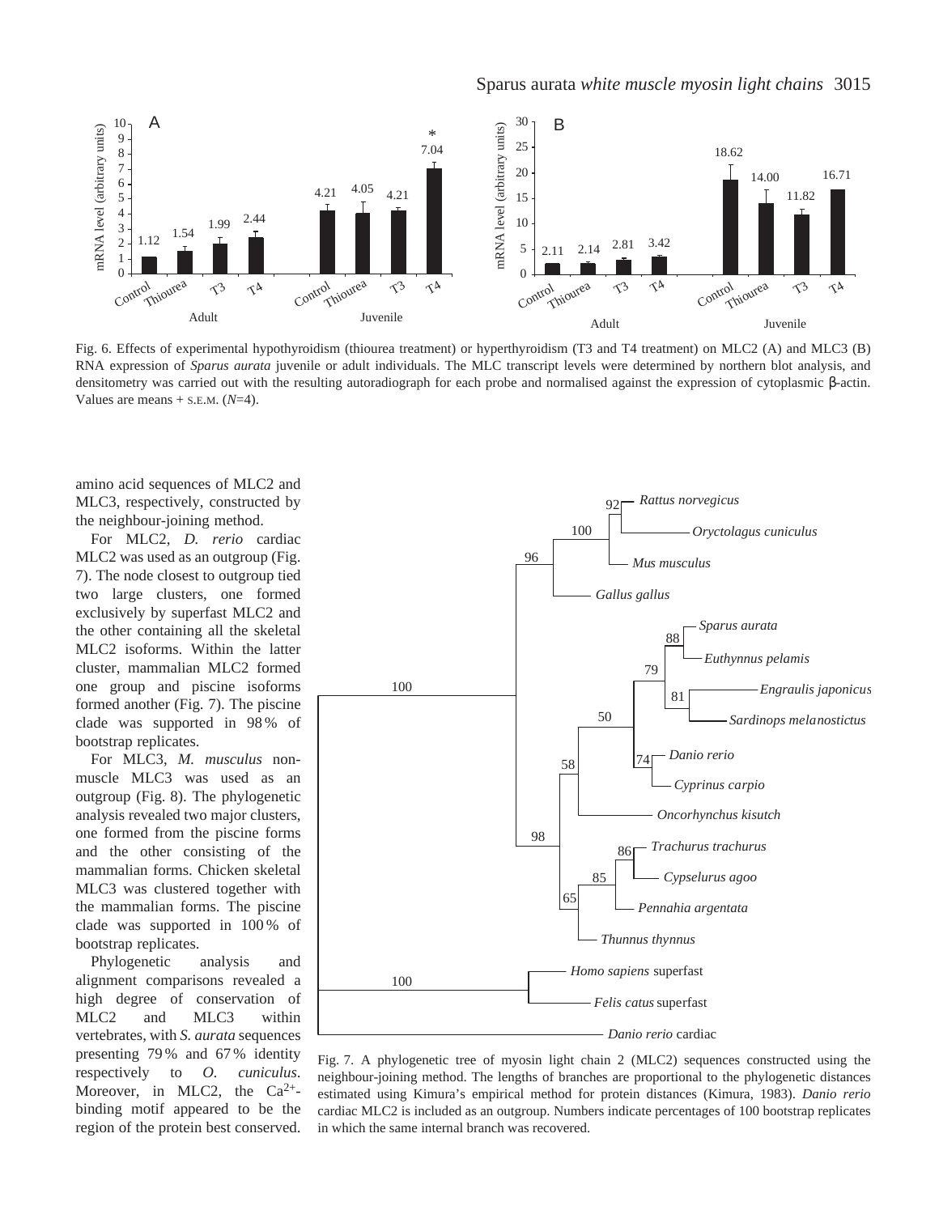Fig. 6. Effects of experimental hypothyroidism (thiourea treatment) or hyperthyroidism (T3 and T4 treatment) on MLC2 (A) and MLC3 (B) RNA expression of *Sparus aurata* juvenile or adult individuals. The MLC transcript levels were determined by northern blot analysis, and densitometry was carried out with the resulting autoradiograph for each probe and normalised against the expression of cytoplasmic β-actin. Values are means + S.E.M. (*N*=4).

amino acid sequences of MLC2 and MLC3, respectively, constructed by the neighbour-joining method.

For MLC2, *D. rerio* cardiac MLC2 was used as an outgroup (Fig. 7). The node closest to outgroup tied two large clusters, one formed exclusively by superfast MLC2 and the other containing all the skeletal MLC2 isoforms. Within the latter cluster, mammalian MLC2 formed one group and piscine isoforms formed another (Fig. 7). The piscine clade was supported in 98 % of bootstrap replicates.

For MLC3, *M. musculus* non-muscle MLC3 was used as an outgroup (Fig. 8). The phylogenetic analysis revealed two major clusters, one formed from the piscine forms and the other consisting of the mammalian forms. Chicken skeletal MLC3 was clustered together with the mammalian forms. The piscine clade was supported in 100 % of bootstrap replicates.

Phylogenetic analysis and alignment comparisons revealed a high degree of conservation of MLC2 and MLC3 within vertebrates, with *S. aurata* sequences presenting 79 % and 67 % identity respectively to *O. cuniculus*. Moreover, in MLC2, the $Ca^{2+}$-binding motif appeared to be the region of the protein best conserved.

Fig. 7. A phylogenetic tree of myosin light chain 2 (MLC2) sequences constructed using the neighbour-joining method. The lengths of branches are proportional to the phylogenetic distances estimated using Kimura's empirical method for protein distances (Kimura, 1983). *Danio rerio* cardiac MLC2 is included as an outgroup. Numbers indicate percentages of 100 bootstrap replicates in which the same internal branch was recovered.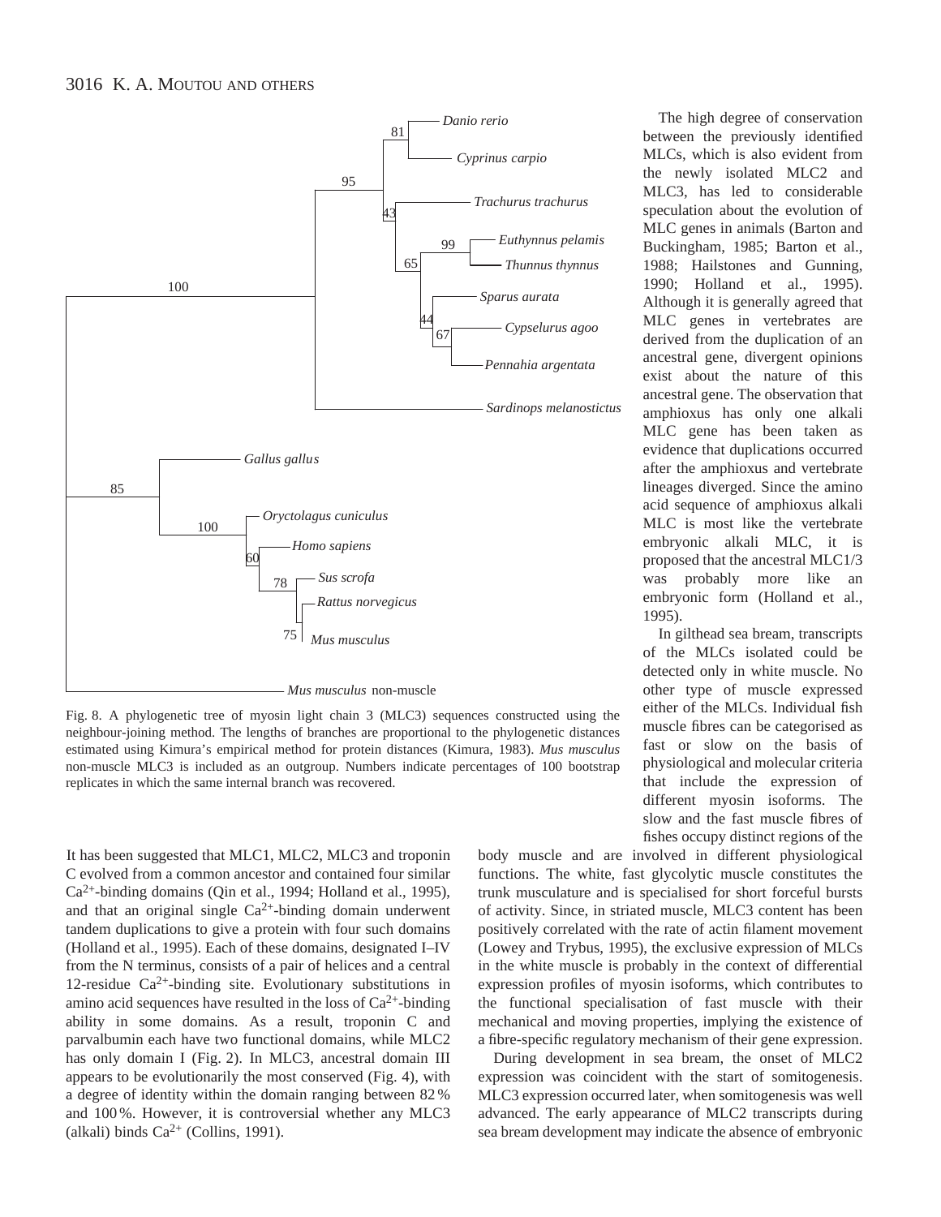Fig. 8. A phylogenetic tree of myosin light chain 3 (MLC3) sequences constructed using the neighbour-joining method. The lengths of branches are proportional to the phylogenetic distances estimated using Kimura's empirical method for protein distances (Kimura, 1983). *Mus musculus* non-muscle MLC3 is included as an outgroup. Numbers indicate percentages of 100 bootstrap replicates in which the same internal branch was recovered.

It has been suggested that MLC1, MLC2, MLC3 and troponin C evolved from a common ancestor and contained four similar $Ca^{2+}$-binding domains (Qin et al., 1994; Holland et al., 1995), and that an original single $Ca^{2+}$-binding domain underwent tandem duplications to give a protein with four such domains (Holland et al., 1995). Each of these domains, designated I–IV from the N terminus, consists of a pair of helices and a central 12-residue $Ca^{2+}$-binding site. Evolutionary substitutions in amino acid sequences have resulted in the loss of $Ca^{2+}$-binding ability in some domains. As a result, troponin C and parvalbumin each have two functional domains, while MLC2 has only domain I (Fig. 2). In MLC3, ancestral domain III appears to be evolutionarily the most conserved (Fig. 4), with a degree of identity within the domain ranging between 82 % and 100 %. However, it is controversial whether any MLC3 (alkali) binds $Ca^{2+}$ (Collins, 1991).

The high degree of conservation between the previously identified MLCs, which is also evident from the newly isolated MLC2 and MLC3, has led to considerable speculation about the evolution of MLC genes in animals (Barton and Buckingham, 1985; Barton et al., 1988; Hailstones and Gunning, 1990; Holland et al., 1995). Although it is generally agreed that MLC genes in vertebrates are derived from the duplication of an ancestral gene, divergent opinions exist about the nature of this ancestral gene. The observation that amphioxus has only one alkali MLC gene has been taken as evidence that duplications occurred after the amphioxus and vertebrate lineages diverged. Since the amino acid sequence of amphioxus alkali MLC is most like the vertebrate embryonic alkali MLC, it is proposed that the ancestral MLC1/3 was probably more like an embryonic form (Holland et al., 1995).

In gilthead sea bream, transcripts of the MLCs isolated could be detected only in white muscle. No other type of muscle expressed either of the MLCs. Individual fish muscle fibres can be categorised as fast or slow on the basis of physiological and molecular criteria that include the expression of different myosin isoforms. The slow and the fast muscle fibres of fishes occupy distinct regions of the body muscle and are involved in different physiological functions. The white, fast glycolytic muscle constitutes the trunk musculature and is specialised for short forceful bursts of activity. Since, in striated muscle, MLC3 content has been positively correlated with the rate of actin filament movement (Lowey and Trybus, 1995), the exclusive expression of MLCs in the white muscle is probably in the context of differential expression profiles of myosin isoforms, which contributes to the functional specialisation of fast muscle with their mechanical and moving properties, implying the existence of a fibre-specific regulatory mechanism of their gene expression.

During development in sea bream, the onset of MLC2 expression was coincident with the start of somitogenesis. MLC3 expression occurred later, when somitogenesis was well advanced. The early appearance of MLC2 transcripts during sea bream development may indicate the absence of embryonic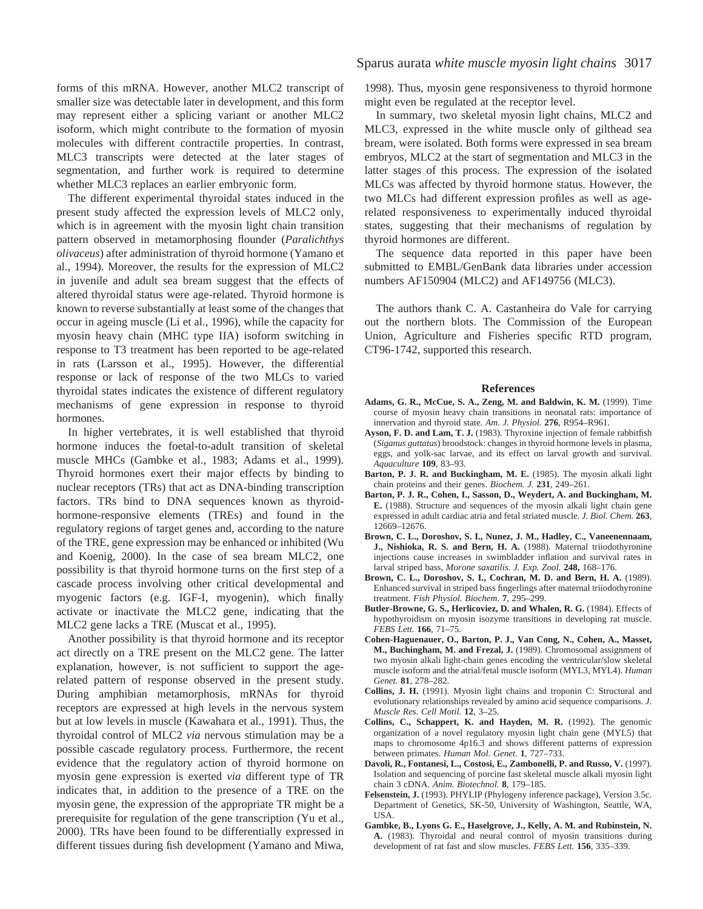forms of this mRNA. However, another MLC2 transcript of smaller size was detectable later in development, and this form may represent either a splicing variant or another MLC2 isoform, which might contribute to the formation of myosin molecules with different contractile properties. In contrast, MLC3 transcripts were detected at the later stages of segmentation, and further work is required to determine whether MLC3 replaces an earlier embryonic form.

The different experimental thyroidal states induced in the present study affected the expression levels of MLC2 only, which is in agreement with the myosin light chain transition pattern observed in metamorphosing flounder (*Paralichthys olivaceus*) after administration of thyroid hormone (Yamano et al., 1994). Moreover, the results for the expression of MLC2 in juvenile and adult sea bream suggest that the effects of altered thyroidal status were age-related. Thyroid hormone is known to reverse substantially at least some of the changes that occur in ageing muscle (Li et al., 1996), while the capacity for myosin heavy chain (MHC type IIA) isoform switching in response to T3 treatment has been reported to be age-related in rats (Larsson et al., 1995). However, the differential response or lack of response of the two MLCs to varied thyroidal states indicates the existence of different regulatory mechanisms of gene expression in response to thyroid hormones.

In higher vertebrates, it is well established that thyroid hormone induces the foetal-to-adult transition of skeletal muscle MHCs (Gambke et al., 1983; Adams et al., 1999). Thyroid hormones exert their major effects by binding to nuclear receptors (TRs) that act as DNA-binding transcription factors. TRs bind to DNA sequences known as thyroid-hormone-responsive elements (TREs) and found in the regulatory regions of target genes and, according to the nature of the TRE, gene expression may be enhanced or inhibited (Wu and Koenig, 2000). In the case of sea bream MLC2, one possibility is that thyroid hormone turns on the first step of a cascade process involving other critical developmental and myogenic factors (e.g. IGF-I, myogenin), which finally activate or inactivate the MLC2 gene, indicating that the MLC2 gene lacks a TRE (Muscat et al., 1995).

Another possibility is that thyroid hormone and its receptor act directly on a TRE present on the MLC2 gene. The latter explanation, however, is not sufficient to support the age-related pattern of response observed in the present study. During amphibian metamorphosis, mRNAs for thyroid receptors are expressed at high levels in the nervous system but at low levels in muscle (Kawahara et al., 1991). Thus, the thyroidal control of MLC2 *via* nervous stimulation may be a possible cascade regulatory process. Furthermore, the recent evidence that the regulatory action of thyroid hormone on myosin gene expression is exerted *via* different type of TR indicates that, in addition to the presence of a TRE on the myosin gene, the expression of the appropriate TR might be a prerequisite for regulation of the gene transcription (Yu et al., 2000). TRs have been found to be differentially expressed in different tissues during fish development (Yamano and Miwa, 1998). Thus, myosin gene responsiveness to thyroid hormone might even be regulated at the receptor level.

In summary, two skeletal myosin light chains, MLC2 and MLC3, expressed in the white muscle only of gilthead sea bream, were isolated. Both forms were expressed in sea bream embryos, MLC2 at the start of segmentation and MLC3 in the latter stages of this process. The expression of the isolated MLCs was affected by thyroid hormone status. However, the two MLCs had different expression profiles as well as age-related responsiveness to experimentally induced thyroidal states, suggesting that their mechanisms of regulation by thyroid hormones are different.

The sequence data reported in this paper have been submitted to EMBL/GenBank data libraries under accession numbers AF150904 (MLC2) and AF149756 (MLC3).

The authors thank C. A. Castanheira do Vale for carrying out the northern blots. The Commission of the European Union, Agriculture and Fisheries specific RTD program, CT96-1742, supported this research.

## References

**Adams, G. R., McCue, S. A., Zeng, M. and Baldwin, K. M.** (1999). Time course of myosin heavy chain transitions in neonatal rats: importance of innervation and thyroid state. *Am. J. Physiol.* **276**, R954–R961.

**Ayson, F. D. and Lam, T. J.** (1983). Thyroxine injection of female rabbitfish (*Siganus guttatus*) broodstock: changes in thyroid hormone levels in plasma, eggs, and yolk-sac larvae, and its effect on larval growth and survival. *Aquaculture* **109**, 83–93.

**Barton, P. J. R. and Buckingham, M. E.** (1985). The myosin alkali light chain proteins and their genes. *Biochem. J.* **231**, 249–261.

**Barton, P. J. R., Cohen, I., Sasson, D., Weydert, A. and Buckingham, M. E.** (1988). Structure and sequences of the myosin alkali light chain gene expressed in adult cardiac atria and fetal striated muscle. *J. Biol. Chem.* **263**, 12669–12676.

**Brown, C. L., Doroshov, S. I., Nunez, J. M., Hadley, C., Vaneenennaam, J., Nishioka, R. S. and Bern, H. A.** (1988). Maternal triiodothyronine injections cause increases in swimbladder inflation and survival rates in larval striped bass, *Morone saxatilis. J. Exp. Zool.* **248,** 168–176.

**Brown, C. L., Doroshov, S. I., Cochran, M. D. and Bern, H. A.** (1989). Enhanced survival in striped bass fingerlings after maternal triiodothyronine treatment. *Fish Physiol. Biochem*. **7**, 295–299.

**Butler-Browne, G. S., Herlicoviez, D. and Whalen, R. G.** (1984). Effects of hypothyroidism on myosin isozyme transitions in developing rat muscle. *FEBS Lett.* **166**, 71–75.

**Cohen-Haguenauer, O., Barton, P. J., Van Cong, N., Cohen, A., Masset, M., Buchingham, M. and Frezal, J.** (1989). Chromosomal assignment of two myosin alkali light-chain genes encoding the ventricular/slow skeletal muscle isoform and the atrial/fetal muscle isoform (MYL3, MYL4). *Human Genet.* **81**, 278–282.

**Collins, J. H.** (1991). Myosin light chains and troponin C: Structural and evolutionary relationships revealed by amino acid sequence comparisons. *J. Muscle Res. Cell Motil.* **12**, 3–25.

**Collins, C., Schappert, K. and Hayden, M. R.** (1992). The genomic organization of a novel regulatory myosin light chain gene (MYL5) that maps to chromosome 4p16.3 and shows different patterns of expression between primates. *Human Mol. Genet.* **1**, 727–733.

**Davoli, R., Fontanesi, L., Costosi, E., Zambonelli, P. and Russo, V.** (1997). Isolation and sequencing of porcine fast skeletal muscle alkali myosin light chain 3 cDNA. *Anim. Biotechnol.* **8**, 179–185.

**Felsenstein, J.** (1993). PHYLIP (Phylogeny inference package), Version 3.5c. Department of Genetics, SK-50, University of Washington, Seattle, WA, USA.

**Gambke, B., Lyons G. E., Haselgrove, J., Kelly, A. M. and Rubinstein, N. A.** (1983). Thyroidal and neural control of myosin transitions during development of rat fast and slow muscles. *FEBS Lett.* **156**, 335–339.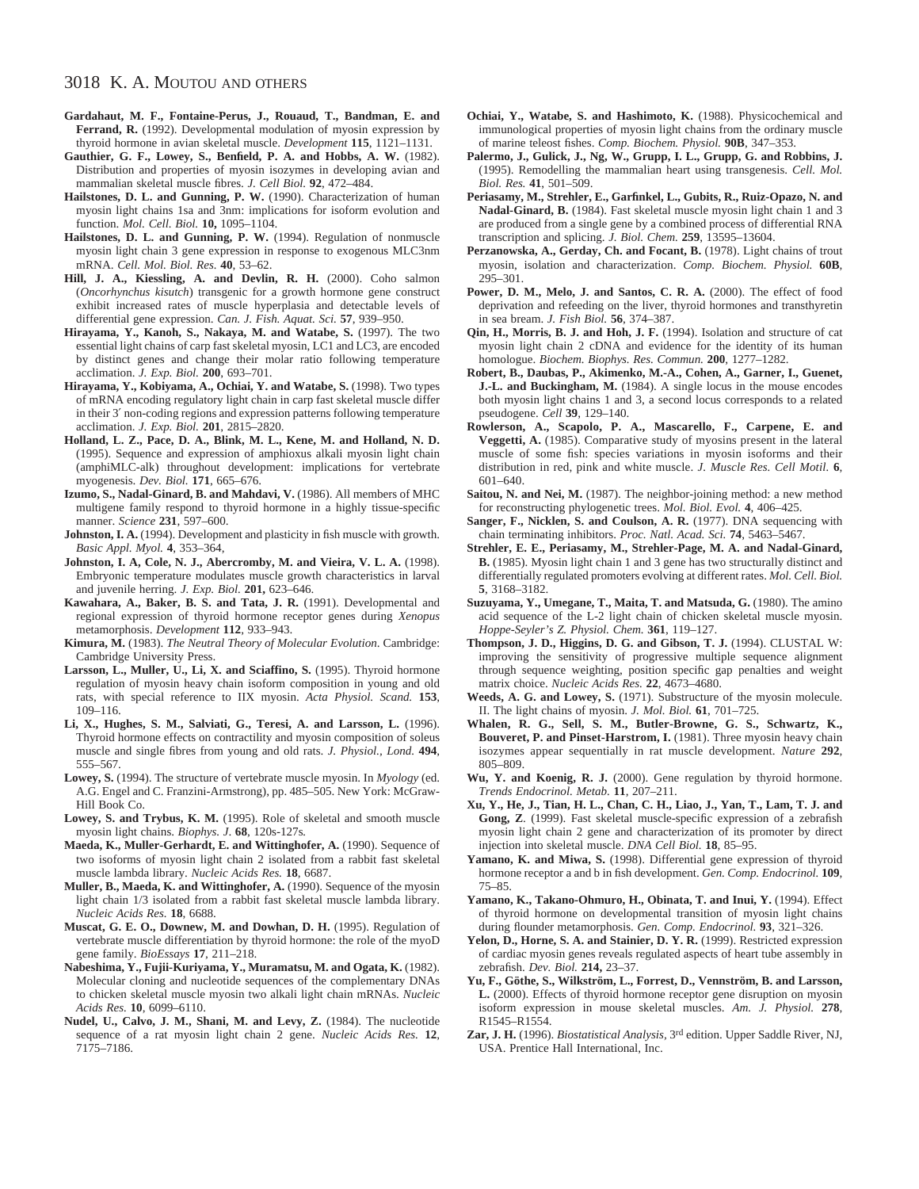**Gardahaut, M. F., Fontaine-Perus, J., Rouaud, T., Bandman, E. and Ferrand, R.** (1992). Developmental modulation of myosin expression by thyroid hormone in avian skeletal muscle. *Development* **115**, 1121–1131.

**Gauthier, G. F., Lowey, S., Benfield, P. A. and Hobbs, A. W.** (1982). Distribution and properties of myosin isozymes in developing avian and mammalian skeletal muscle fibres. *J. Cell Biol.* **92**, 472–484.

**Hailstones, D. L. and Gunning, P. W.** (1990). Characterization of human myosin light chains 1sa and 3nm: implications for isoform evolution and function. *Mol. Cell. Biol.* **10,** 1095–1104.

**Hailstones, D. L. and Gunning, P. W.** (1994). Regulation of nonmuscle myosin light chain 3 gene expression in response to exogenous MLC3nm mRNA. *Cell. Mol. Biol. Res.* **40**, 53–62.

**Hill, J. A., Kiessling, A. and Devlin, R. H.** (2000). Coho salmon (*Oncorhynchus kisutch*) transgenic for a growth hormone gene construct exhibit increased rates of muscle hyperplasia and detectable levels of differential gene expression. *Can. J. Fish. Aquat. Sci.* **57**, 939–950.

**Hirayama, Y., Kanoh, S., Nakaya, M. and Watabe, S.** (1997). The two essential light chains of carp fast skeletal myosin, LC1 and LC3, are encoded by distinct genes and change their molar ratio following temperature acclimation. *J. Exp. Biol.* **200**, 693–701.

**Hirayama, Y., Kobiyama, A., Ochiai, Y. and Watabe, S.** (1998). Two types of mRNA encoding regulatory light chain in carp fast skeletal muscle differ in their 3′ non-coding regions and expression patterns following temperature acclimation. *J. Exp. Biol.* **201**, 2815–2820.

**Holland, L. Z., Pace, D. A., Blink, M. L., Kene, M. and Holland, N. D.** (1995). Sequence and expression of amphioxus alkali myosin light chain (amphiMLC-alk) throughout development: implications for vertebrate myogenesis. *Dev. Biol.* **171**, 665–676.

**Izumo, S., Nadal-Ginard, B. and Mahdavi, V.** (1986). All members of MHC multigene family respond to thyroid hormone in a highly tissue-specific manner. *Science* **231**, 597–600.

**Johnston, I. A.** (1994). Development and plasticity in fish muscle with growth. *Basic Appl. Myol.* **4**, 353–364,

**Johnston, I. A, Cole, N. J., Abercromby, M. and Vieira, V. L. A.** (1998). Embryonic temperature modulates muscle growth characteristics in larval and juvenile herring. *J. Exp. Biol.* **201,** 623–646.

**Kawahara, A., Baker, B. S. and Tata, J. R.** (1991). Developmental and regional expression of thyroid hormone receptor genes during *Xenopus* metamorphosis. *Development* **112**, 933–943.

**Kimura, M.** (1983). *The Neutral Theory of Molecular Evolution*. Cambridge: Cambridge University Press.

**Larsson, L., Muller, U., Li, X. and Sciaffino, S.** (1995). Thyroid hormone regulation of myosin heavy chain isoform composition in young and old rats, with special reference to IIX myosin. *Acta Physiol. Scand.* **153**, 109–116.

**Li, X., Hughes, S. M., Salviati, G., Teresi, A. and Larsson, L.** (1996). Thyroid hormone effects on contractility and myosin composition of soleus muscle and single fibres from young and old rats. *J. Physiol., Lond.* **494**, 555–567.

**Lowey, S.** (1994). The structure of vertebrate muscle myosin. In *Myology* (ed. A.G. Engel and C. Franzini-Armstrong), pp. 485–505. New York: McGraw-Hill Book Co.

**Lowey, S. and Trybus, K. M.** (1995). Role of skeletal and smooth muscle myosin light chains. *Biophys. J.* **68**, 120s-127s*.*

**Maeda, K., Muller-Gerhardt, E. and Wittinghofer, A.** (1990). Sequence of two isoforms of myosin light chain 2 isolated from a rabbit fast skeletal muscle lambda library. *Nucleic Acids Res.* **18**, 6687.

**Muller, B., Maeda, K. and Wittinghofer, A.** (1990). Sequence of the myosin light chain 1/3 isolated from a rabbit fast skeletal muscle lambda library. *Nucleic Acids Res.* **18**, 6688.

**Muscat, G. E. O., Downew, M. and Dowhan, D. H.** (1995). Regulation of vertebrate muscle differentiation by thyroid hormone: the role of the myoD gene family. *BioEssays* **17**, 211–218.

**Nabeshima, Y., Fujii-Kuriyama, Y., Muramatsu, M. and Ogata, K.** (1982). Molecular cloning and nucleotide sequences of the complementary DNAs to chicken skeletal muscle myosin two alkali light chain mRNAs. *Nucleic Acids Res.* **10**, 6099–6110.

**Nudel, U., Calvo, J. M., Shani, M. and Levy, Z.** (1984). The nucleotide sequence of a rat myosin light chain 2 gene. *Nucleic Acids Res.* **12**, 7175–7186.

**Ochiai, Y., Watabe, S. and Hashimoto, K.** (1988). Physicochemical and immunological properties of myosin light chains from the ordinary muscle of marine teleost fishes. *Comp. Biochem. Physiol.* **90B**, 347–353.

**Palermo, J., Gulick, J., Ng, W., Grupp, I. L., Grupp, G. and Robbins, J.** (1995). Remodelling the mammalian heart using transgenesis. *Cell. Mol. Biol. Res.* **41**, 501–509.

**Periasamy, M., Strehler, E., Garfinkel, L., Gubits, R., Ruiz-Opazo, N. and Nadal-Ginard, B.** (1984). Fast skeletal muscle myosin light chain 1 and 3 are produced from a single gene by a combined process of differential RNA transcription and splicing. *J. Biol. Chem.* **259**, 13595–13604.

**Perzanowska, A., Gerday, Ch. and Focant, B.** (1978). Light chains of trout myosin, isolation and characterization. *Comp. Biochem. Physiol.* **60B**, 295–301.

**Power, D. M., Melo, J. and Santos, C. R. A.** (2000). The effect of food deprivation and refeeding on the liver, thyroid hormones and transthyretin in sea bream. *J. Fish Biol.* **56**, 374–387.

**Qin, H., Morris, B. J. and Hoh, J. F.** (1994). Isolation and structure of cat myosin light chain 2 cDNA and evidence for the identity of its human homologue. *Biochem. Biophys. Res. Commun.* **200**, 1277–1282.

**Robert, B., Daubas, P., Akimenko, M.-A., Cohen, A., Garner, I., Guenet, J.-L. and Buckingham, M.** (1984). A single locus in the mouse encodes both myosin light chains 1 and 3, a second locus corresponds to a related pseudogene. *Cell* **39**, 129–140.

**Rowlerson, A., Scapolo, P. A., Mascarello, F., Carpene, E. and Veggetti, A.** (1985). Comparative study of myosins present in the lateral muscle of some fish: species variations in myosin isoforms and their distribution in red, pink and white muscle. *J. Muscle Res. Cell Motil.* **6**, 601–640.

**Saitou, N. and Nei, M.** (1987). The neighbor-joining method: a new method for reconstructing phylogenetic trees. *Mol. Biol. Evol.* **4**, 406–425.

**Sanger, F., Nicklen, S. and Coulson, A. R.** (1977). DNA sequencing with chain terminating inhibitors. *Proc. Natl. Acad. Sci.* **74**, 5463–5467.

**Strehler, E. E., Periasamy, M., Strehler-Page, M. A. and Nadal-Ginard, B.** (1985). Myosin light chain 1 and 3 gene has two structurally distinct and differentially regulated promoters evolving at different rates. *Mol. Cell. Biol.* **5**, 3168–3182.

**Suzuyama, Y., Umegane, T., Maita, T. and Matsuda, G.** (1980). The amino acid sequence of the L-2 light chain of chicken skeletal muscle myosin. *Hoppe-Seyler's Z. Physiol. Chem.* **361**, 119–127.

**Thompson, J. D., Higgins, D. G. and Gibson, T. J.** (1994). CLUSTAL W: improving the sensitivity of progressive multiple sequence alignment through sequence weighting, position specific gap penalties and weight matrix choice. *Nucleic Acids Res.* **22**, 4673–4680.

**Weeds, A. G. and Lowey, S.** (1971). Substructure of the myosin molecule. II. The light chains of myosin. *J. Mol. Biol.* **61**, 701–725.

**Whalen, R. G., Sell, S. M., Butler-Browne, G. S., Schwartz, K., Bouveret, P. and Pinset-Harstrom, I.** (1981). Three myosin heavy chain isozymes appear sequentially in rat muscle development. *Nature* **292**, 805–809.

**Wu, Y. and Koenig, R. J.** (2000). Gene regulation by thyroid hormone. *Trends Endocrinol. Metab.* **11**, 207–211.

**Xu, Y., He, J., Tian, H. L., Chan, C. H., Liao, J., Yan, T., Lam, T. J. and Gong, Z**. (1999). Fast skeletal muscle-specific expression of a zebrafish myosin light chain 2 gene and characterization of its promoter by direct injection into skeletal muscle. *DNA Cell Biol.* **18**, 85–95.

**Yamano, K. and Miwa, S.** (1998). Differential gene expression of thyroid hormone receptor a and b in fish development. *Gen. Comp. Endocrinol.* **109**, 75–85.

**Yamano, K., Takano-Ohmuro, H., Obinata, T. and Inui, Y.** (1994). Effect of thyroid hormone on developmental transition of myosin light chains during flounder metamorphosis. *Gen. Comp. Endocrinol.* **93**, 321–326.

**Yelon, D., Horne, S. A. and Stainier, D. Y. R.** (1999). Restricted expression of cardiac myosin genes reveals regulated aspects of heart tube assembly in zebrafish. *Dev. Biol.* **214,** 23–37.

**Yu, F., Göthe, S., Wilkström, L., Forrest, D., Vennström, B. and Larsson, L.** (2000). Effects of thyroid hormone receptor gene disruption on myosin isoform expression in mouse skeletal muscles. *Am. J. Physiol.* **278**, R1545–R1554.

**Zar, J. H.** (1996). *Biostatistical Analysis*, 3rd edition. Upper Saddle River, NJ, USA. Prentice Hall International, Inc.